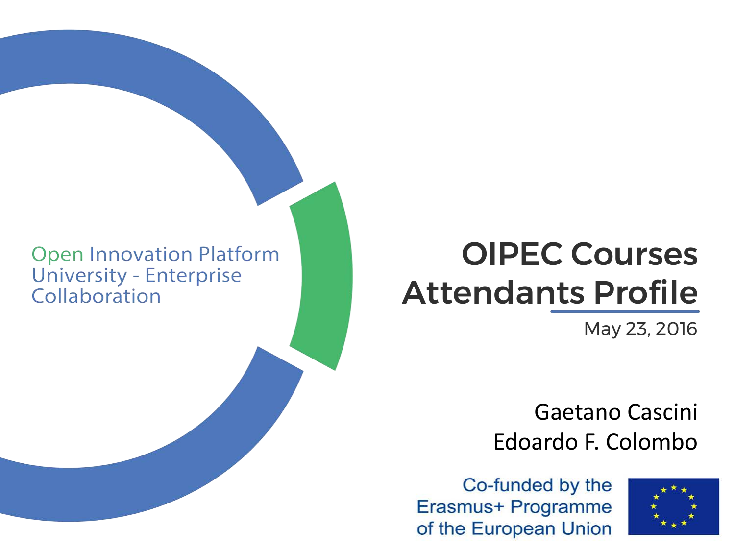Open Innovation Platform
University - Enterprise
Collaboration

# OIPEC Courses Attendants Profile

May 23, 2016

Gaetano Cascini
Edoardo F. Colombo

Co-funded by the
Erasmus+ Programme
of the European Union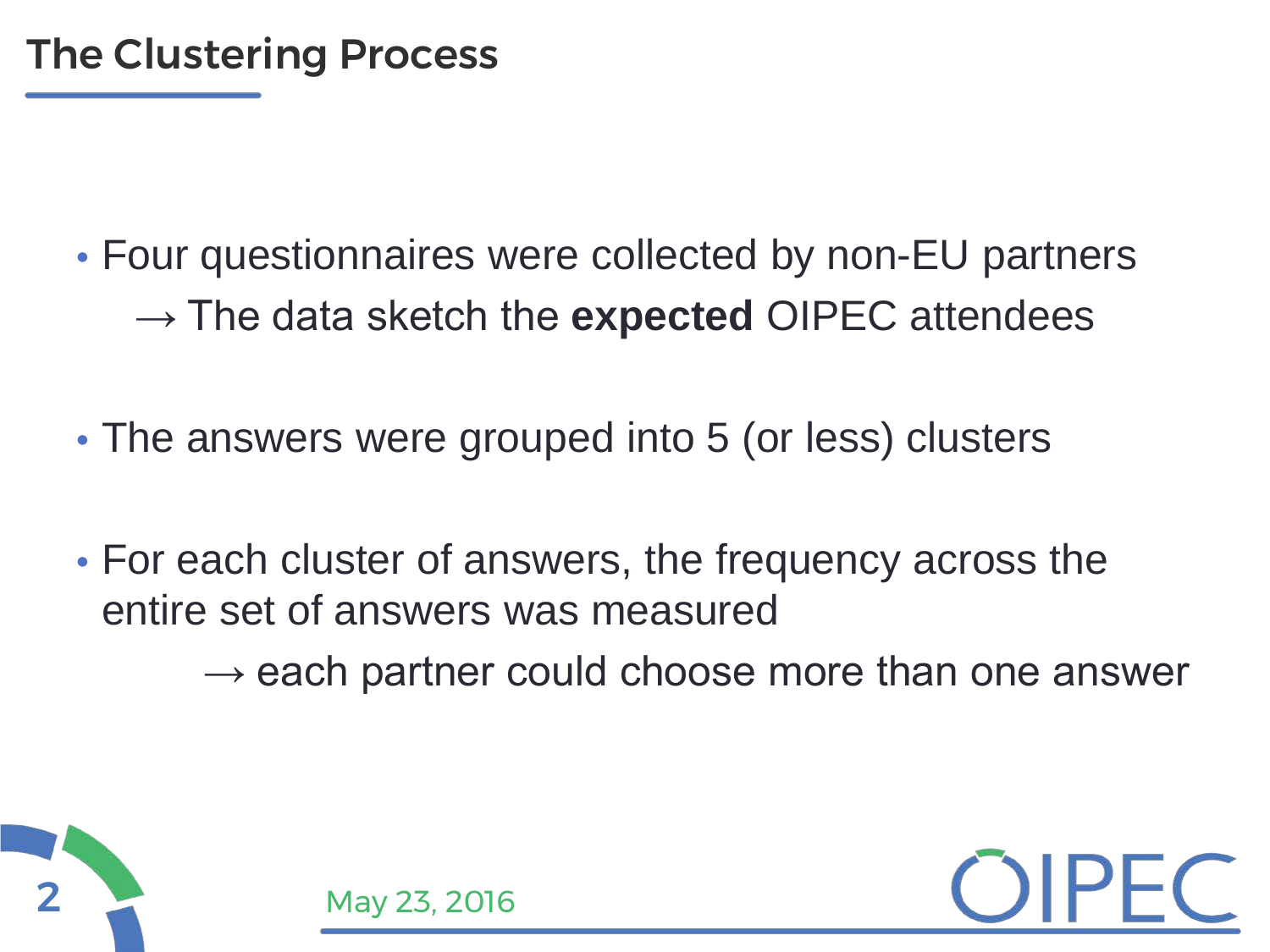# The Clustering Process

- Four questionnaires were collected by non-EU partners
  → The data sketch the **expected** OIPEC attendees

- The answers were grouped into 5 (or less) clusters

- For each cluster of answers, the frequency across the entire set of answers was measured
  → each partner could choose more than one answer

May 23, 2016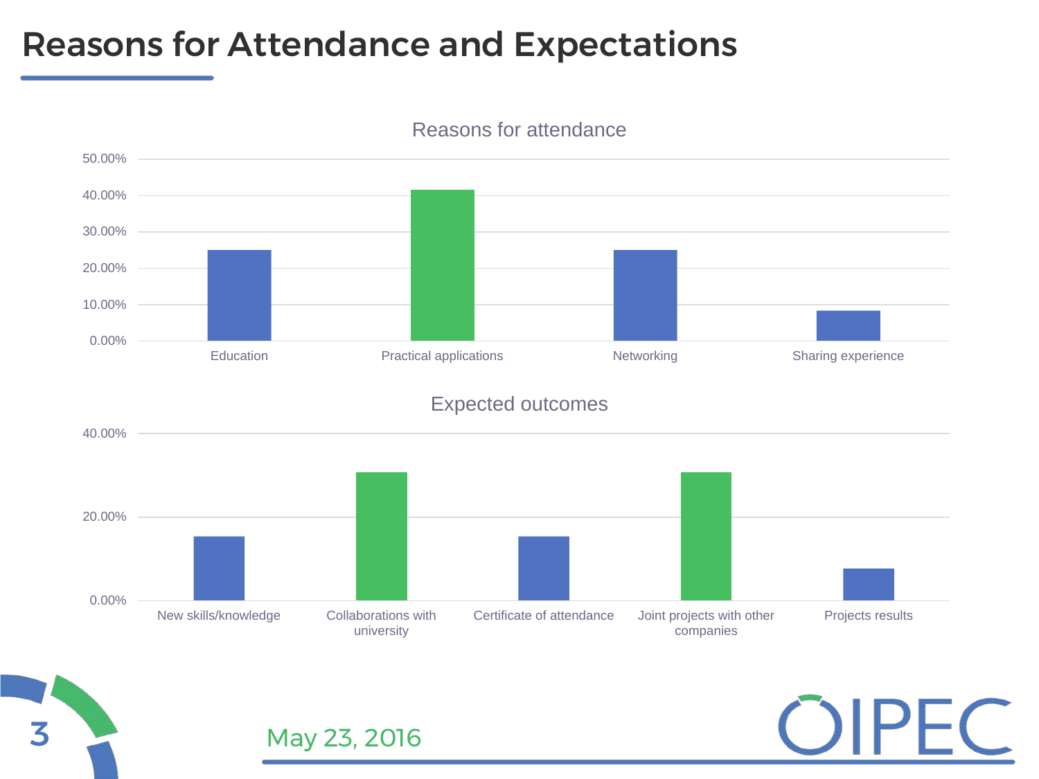# Reasons for Attendance and Expectations

Reasons for attendance

50.00%
40.00%
30.00%
20.00%
10.00%
0.00%

Education
Practical applications
Networking
Sharing experience

Expected outcomes

40.00%
20.00%
0.00%

New skills/knowledge
Collaborations with university
Certificate of attendance
Joint projects with other companies
Projects results

May 23, 2016

OIPEC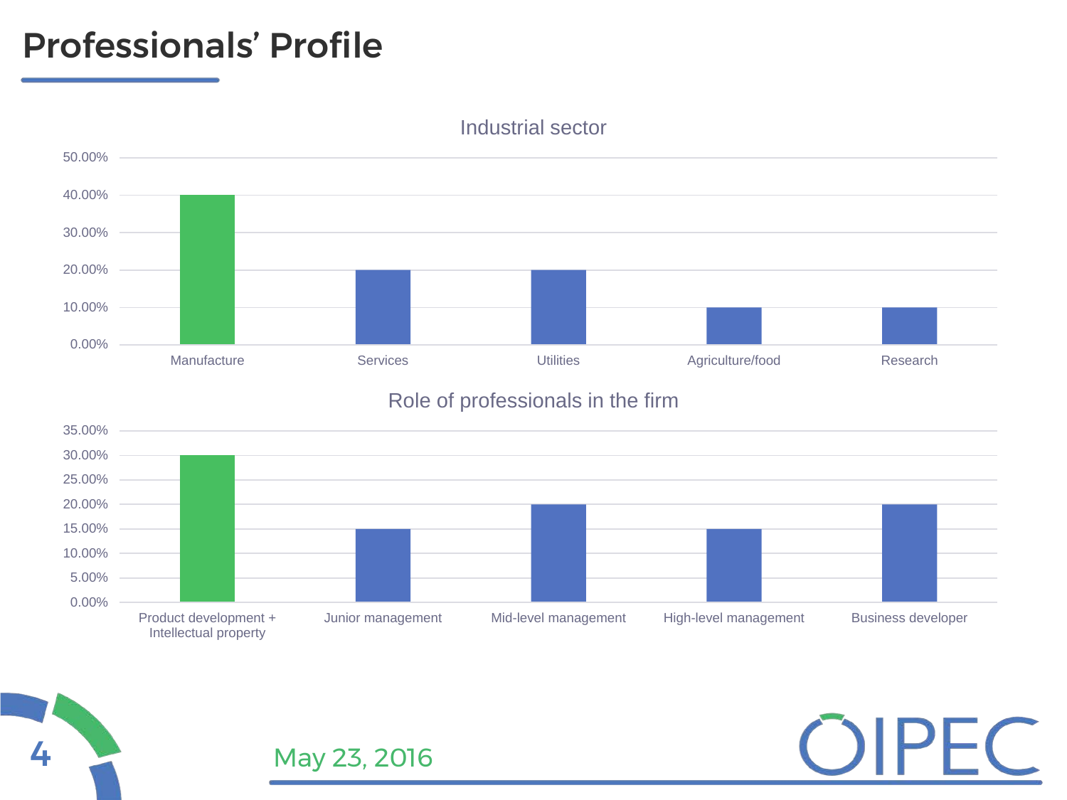# Professionals' Profile

Industrial sector

50.00%
40.00%
30.00%
20.00%
10.00%
0.00%

Manufacture
Services
Utilities
Agriculture/food
Research

Role of professionals in the firm

35.00%
30.00%
25.00%
20.00%
15.00%
10.00%
5.00%
0.00%

Product development + Intellectual property
Junior management
Mid-level management
High-level management
Business developer

May 23, 2016

OIPEC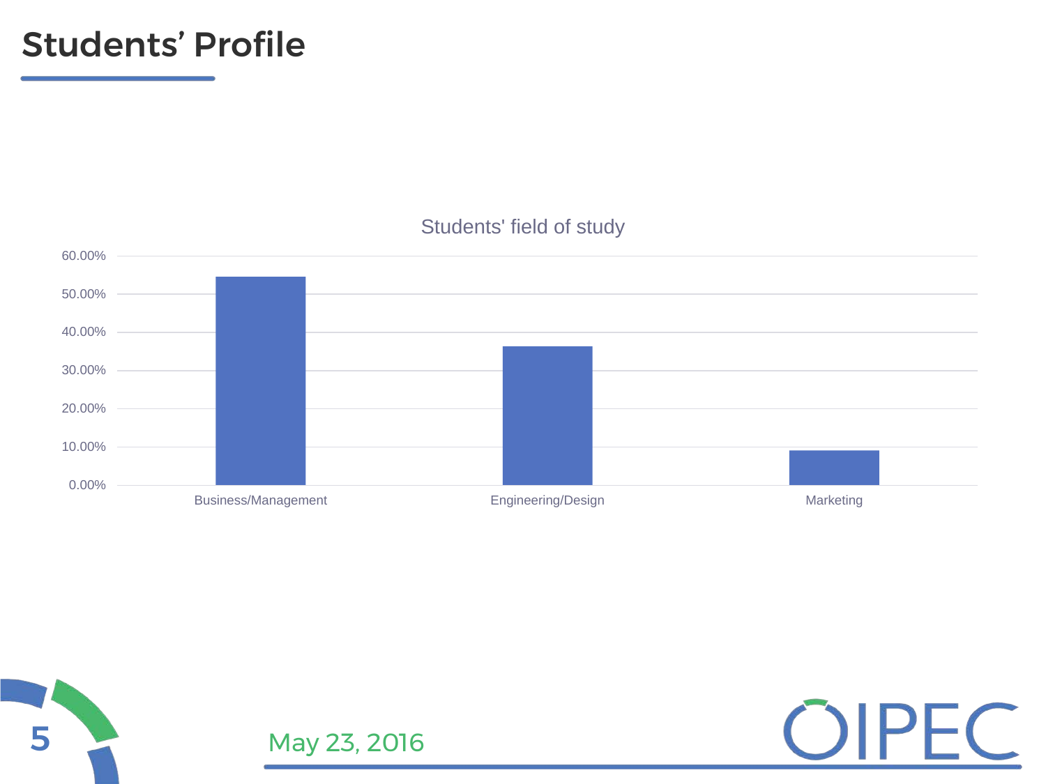# Students' Profile

Students' field of study

60.00%
50.00%
40.00%
30.00%
20.00%
10.00%
0.00%

Business/Management
Engineering/Design
Marketing

May 23, 2016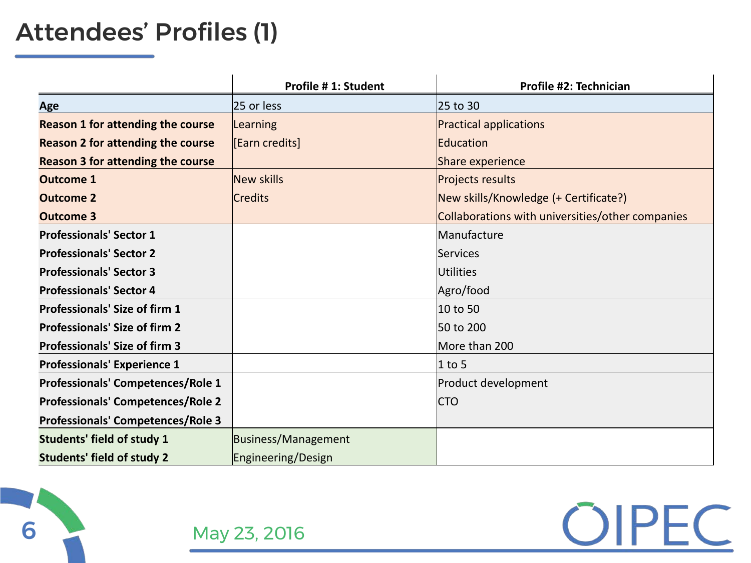# Attendees' Profiles (1)

| | Profile # 1: Student | Profile #2: Technician |
|---|---|---|
| **Age** | 25 or less | 25 to 30 |
| **Reason 1 for attending the course** | Learning | Practical applications |
| **Reason 2 for attending the course** | [Earn credits] | Education |
| **Reason 3 for attending the course** | | Share experience |
| **Outcome 1** | New skills | Projects results |
| **Outcome 2** | Credits | New skills/Knowledge (+ Certificate?) |
| **Outcome 3** | | Collaborations with universities/other companies |
| **Professionals' Sector 1** | | Manufacture |
| **Professionals' Sector 2** | | Services |
| **Professionals' Sector 3** | | Utilities |
| **Professionals' Sector 4** | | Agro/food |
| **Professionals' Size of firm 1** | | 10 to 50 |
| **Professionals' Size of firm 2** | | 50 to 200 |
| **Professionals' Size of firm 3** | | More than 200 |
| **Professionals' Experience 1** | | 1 to 5 |
| **Professionals' Competences/Role 1** | | Product development |
| **Professionals' Competences/Role 2** | | CTO |
| **Professionals' Competences/Role 3** | | |
| **Students' field of study 1** | Business/Management | |
| **Students' field of study 2** | Engineering/Design | |

May 23, 2016

OIPEC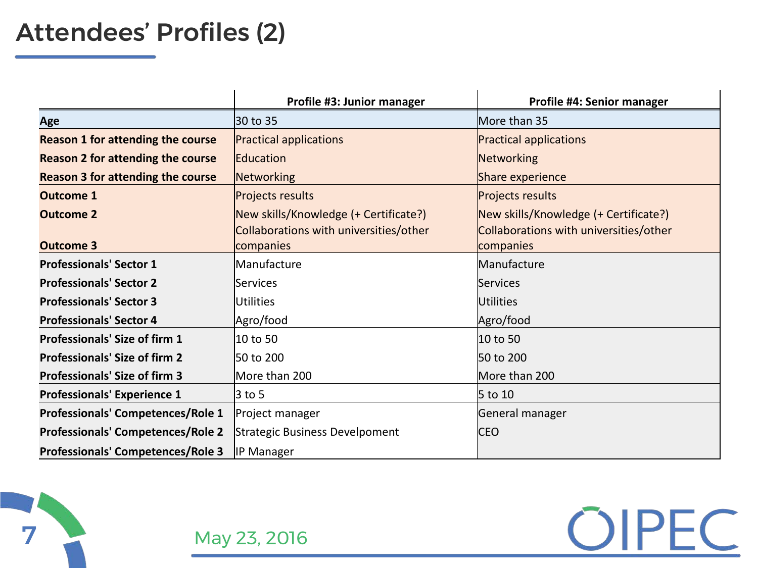# Attendees' Profiles (2)

| | Profile #3: Junior manager | Profile #4: Senior manager |
|---|---|---|
| **Age** | 30 to 35 | More than 35 |
| **Reason 1 for attending the course** | Practical applications | Practical applications |
| **Reason 2 for attending the course** | Education | Networking |
| **Reason 3 for attending the course** | Networking | Share experience |
| **Outcome 1** | Projects results | Projects results |
| **Outcome 2** | New skills/Knowledge (+ Certificate?) | New skills/Knowledge (+ Certificate?) |
| **Outcome 3** | Collaborations with universities/other companies | Collaborations with universities/other companies |
| **Professionals' Sector 1** | Manufacture | Manufacture |
| **Professionals' Sector 2** | Services | Services |
| **Professionals' Sector 3** | Utilities | Utilities |
| **Professionals' Sector 4** | Agro/food | Agro/food |
| **Professionals' Size of firm 1** | 10 to 50 | 10 to 50 |
| **Professionals' Size of firm 2** | 50 to 200 | 50 to 200 |
| **Professionals' Size of firm 3** | More than 200 | More than 200 |
| **Professionals' Experience 1** | 3 to 5 | 5 to 10 |
| **Professionals' Competences/Role 1** | Project manager | General manager |
| **Professionals' Competences/Role 2** | Strategic Business Develpoment | CEO |
| **Professionals' Competences/Role 3** | IP Manager | |

May 23, 2016

OIPEC